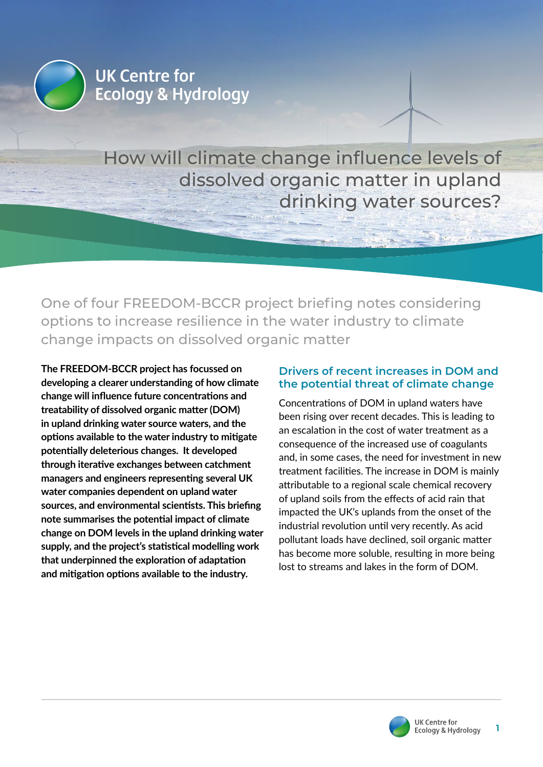UK Centre for Ecology & Hydrology

# How will climate change influence levels of dissolved organic matter in upland drinking water sources?

One of four FREEDOM-BCCR project briefing notes considering options to increase resilience in the water industry to climate change impacts on dissolved organic matter

**The FREEDOM-BCCR project has focussed on developing a clearer understanding of how climate change will influence future concentrations and treatability of dissolved organic matter (DOM) in upland drinking water source waters, and the options available to the water industry to mitigate potentially deleterious changes. It developed through iterative exchanges between catchment managers and engineers representing several UK water companies dependent on upland water sources, and environmental scientists. This briefing note summarises the potential impact of climate change on DOM levels in the upland drinking water supply, and the project's statistical modelling work that underpinned the exploration of adaptation and mitigation options available to the industry.**

## Drivers of recent increases in DOM and the potential threat of climate change

Concentrations of DOM in upland waters have been rising over recent decades. This is leading to an escalation in the cost of water treatment as a consequence of the increased use of coagulants and, in some cases, the need for investment in new treatment facilities. The increase in DOM is mainly attributable to a regional scale chemical recovery of upland soils from the effects of acid rain that impacted the UK's uplands from the onset of the industrial revolution until very recently. As acid pollutant loads have declined, soil organic matter has become more soluble, resulting in more being lost to streams and lakes in the form of DOM.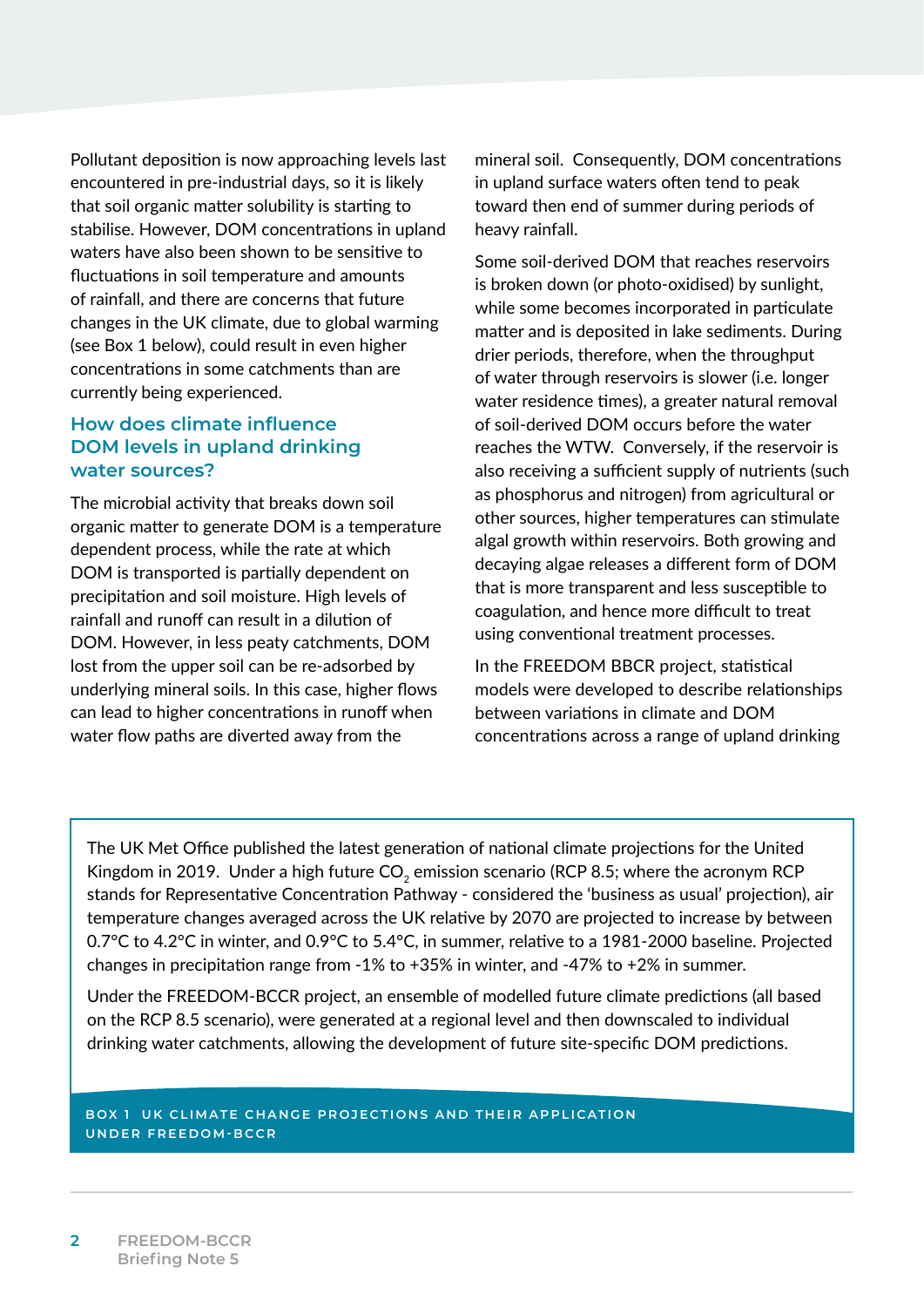Pollutant deposition is now approaching levels last encountered in pre-industrial days, so it is likely that soil organic matter solubility is starting to stabilise. However, DOM concentrations in upland waters have also been shown to be sensitive to fluctuations in soil temperature and amounts of rainfall, and there are concerns that future changes in the UK climate, due to global warming (see Box 1 below), could result in even higher concentrations in some catchments than are currently being experienced.

## How does climate influence DOM levels in upland drinking water sources?

The microbial activity that breaks down soil organic matter to generate DOM is a temperature dependent process, while the rate at which DOM is transported is partially dependent on precipitation and soil moisture. High levels of rainfall and runoff can result in a dilution of DOM. However, in less peaty catchments, DOM lost from the upper soil can be re-adsorbed by underlying mineral soils. In this case, higher flows can lead to higher concentrations in runoff when water flow paths are diverted away from the mineral soil. Consequently, DOM concentrations in upland surface waters often tend to peak toward then end of summer during periods of heavy rainfall.

Some soil-derived DOM that reaches reservoirs is broken down (or photo-oxidised) by sunlight, while some becomes incorporated in particulate matter and is deposited in lake sediments. During drier periods, therefore, when the throughput of water through reservoirs is slower (i.e. longer water residence times), a greater natural removal of soil-derived DOM occurs before the water reaches the WTW. Conversely, if the reservoir is also receiving a sufficient supply of nutrients (such as phosphorus and nitrogen) from agricultural or other sources, higher temperatures can stimulate algal growth within reservoirs. Both growing and decaying algae releases a different form of DOM that is more transparent and less susceptible to coagulation, and hence more difficult to treat using conventional treatment processes.

In the FREEDOM BBCR project, statistical models were developed to describe relationships between variations in climate and DOM concentrations across a range of upland drinking

---

The UK Met Office published the latest generation of national climate projections for the United Kingdom in 2019. Under a high future $CO_2$ emission scenario (RCP 8.5; where the acronym RCP stands for Representative Concentration Pathway - considered the 'business as usual' projection), air temperature changes averaged across the UK relative by 2070 are projected to increase by between 0.7°C to 4.2°C in winter, and 0.9°C to 5.4°C, in summer, relative to a 1981-2000 baseline. Projected changes in precipitation range from -1% to +35% in winter, and -47% to +2% in summer.

Under the FREEDOM-BCCR project, an ensemble of modelled future climate predictions (all based on the RCP 8.5 scenario), were generated at a regional level and then downscaled to individual drinking water catchments, allowing the development of future site-specific DOM predictions.

**BOX 1 UK CLIMATE CHANGE PROJECTIONS AND THEIR APPLICATION UNDER FREEDOM-BCCR**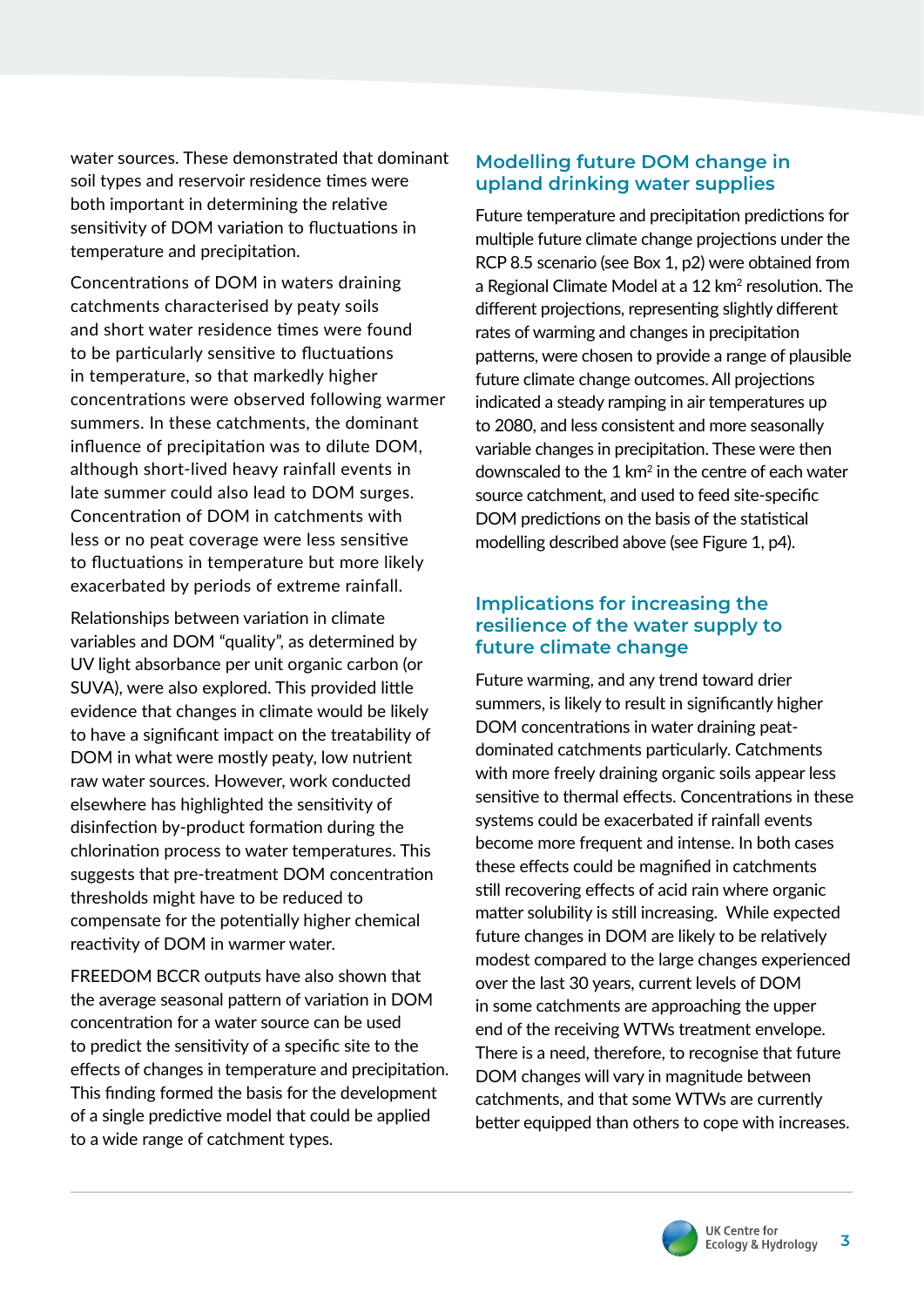water sources. These demonstrated that dominant soil types and reservoir residence times were both important in determining the relative sensitivity of DOM variation to fluctuations in temperature and precipitation.

Concentrations of DOM in waters draining catchments characterised by peaty soils and short water residence times were found to be particularly sensitive to fluctuations in temperature, so that markedly higher concentrations were observed following warmer summers. In these catchments, the dominant influence of precipitation was to dilute DOM, although short-lived heavy rainfall events in late summer could also lead to DOM surges. Concentration of DOM in catchments with less or no peat coverage were less sensitive to fluctuations in temperature but more likely exacerbated by periods of extreme rainfall.

Relationships between variation in climate variables and DOM "quality", as determined by UV light absorbance per unit organic carbon (or SUVA), were also explored. This provided little evidence that changes in climate would be likely to have a significant impact on the treatability of DOM in what were mostly peaty, low nutrient raw water sources. However, work conducted elsewhere has highlighted the sensitivity of disinfection by-product formation during the chlorination process to water temperatures. This suggests that pre-treatment DOM concentration thresholds might have to be reduced to compensate for the potentially higher chemical reactivity of DOM in warmer water.

FREEDOM BCCR outputs have also shown that the average seasonal pattern of variation in DOM concentration for a water source can be used to predict the sensitivity of a specific site to the effects of changes in temperature and precipitation. This finding formed the basis for the development of a single predictive model that could be applied to a wide range of catchment types.

## Modelling future DOM change in upland drinking water supplies

Future temperature and precipitation predictions for multiple future climate change projections under the RCP 8.5 scenario (see Box 1, p2) were obtained from a Regional Climate Model at a 12 $km^2$ resolution. The different projections, representing slightly different rates of warming and changes in precipitation patterns, were chosen to provide a range of plausible future climate change outcomes. All projections indicated a steady ramping in air temperatures up to 2080, and less consistent and more seasonally variable changes in precipitation. These were then downscaled to the 1 $km^2$ in the centre of each water source catchment, and used to feed site-specific DOM predictions on the basis of the statistical modelling described above (see Figure 1, p4).

## Implications for increasing the resilience of the water supply to future climate change

Future warming, and any trend toward drier summers, is likely to result in significantly higher DOM concentrations in water draining peat-dominated catchments particularly. Catchments with more freely draining organic soils appear less sensitive to thermal effects. Concentrations in these systems could be exacerbated if rainfall events become more frequent and intense. In both cases these effects could be magnified in catchments still recovering effects of acid rain where organic matter solubility is still increasing. While expected future changes in DOM are likely to be relatively modest compared to the large changes experienced over the last 30 years, current levels of DOM in some catchments are approaching the upper end of the receiving WTWs treatment envelope. There is a need, therefore, to recognise that future DOM changes will vary in magnitude between catchments, and that some WTWs are currently better equipped than others to cope with increases.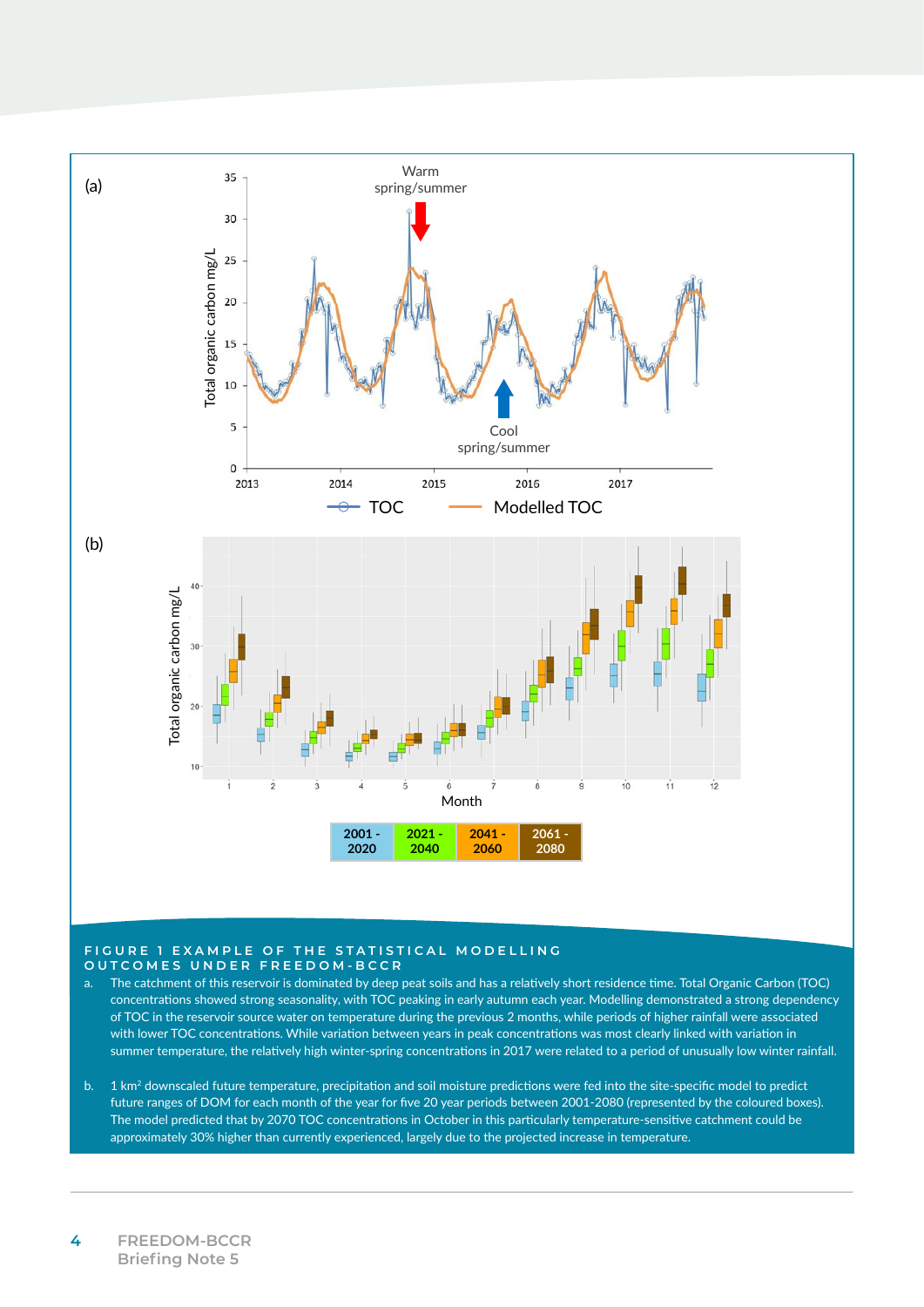(a)

(b)

**FIGURE 1 EXAMPLE OF THE STATISTICAL MODELLING OUTCOMES UNDER FREEDOM-BCCR**

a. The catchment of this reservoir is dominated by deep peat soils and has a relatively short residence time. Total Organic Carbon (TOC) concentrations showed strong seasonality, with TOC peaking in early autumn each year. Modelling demonstrated a strong dependency of TOC in the reservoir source water on temperature during the previous 2 months, while periods of higher rainfall were associated with lower TOC concentrations. While variation between years in peak concentrations was most clearly linked with variation in summer temperature, the relatively high winter-spring concentrations in 2017 were related to a period of unusually low winter rainfall.

b. 1 km$^2$ downscaled future temperature, precipitation and soil moisture predictions were fed into the site-specific model to predict future ranges of DOM for each month of the year for five 20 year periods between 2001-2080 (represented by the coloured boxes). The model predicted that by 2070 TOC concentrations in October in this particularly temperature-sensitive catchment could be approximately 30% higher than currently experienced, largely due to the projected increase in temperature.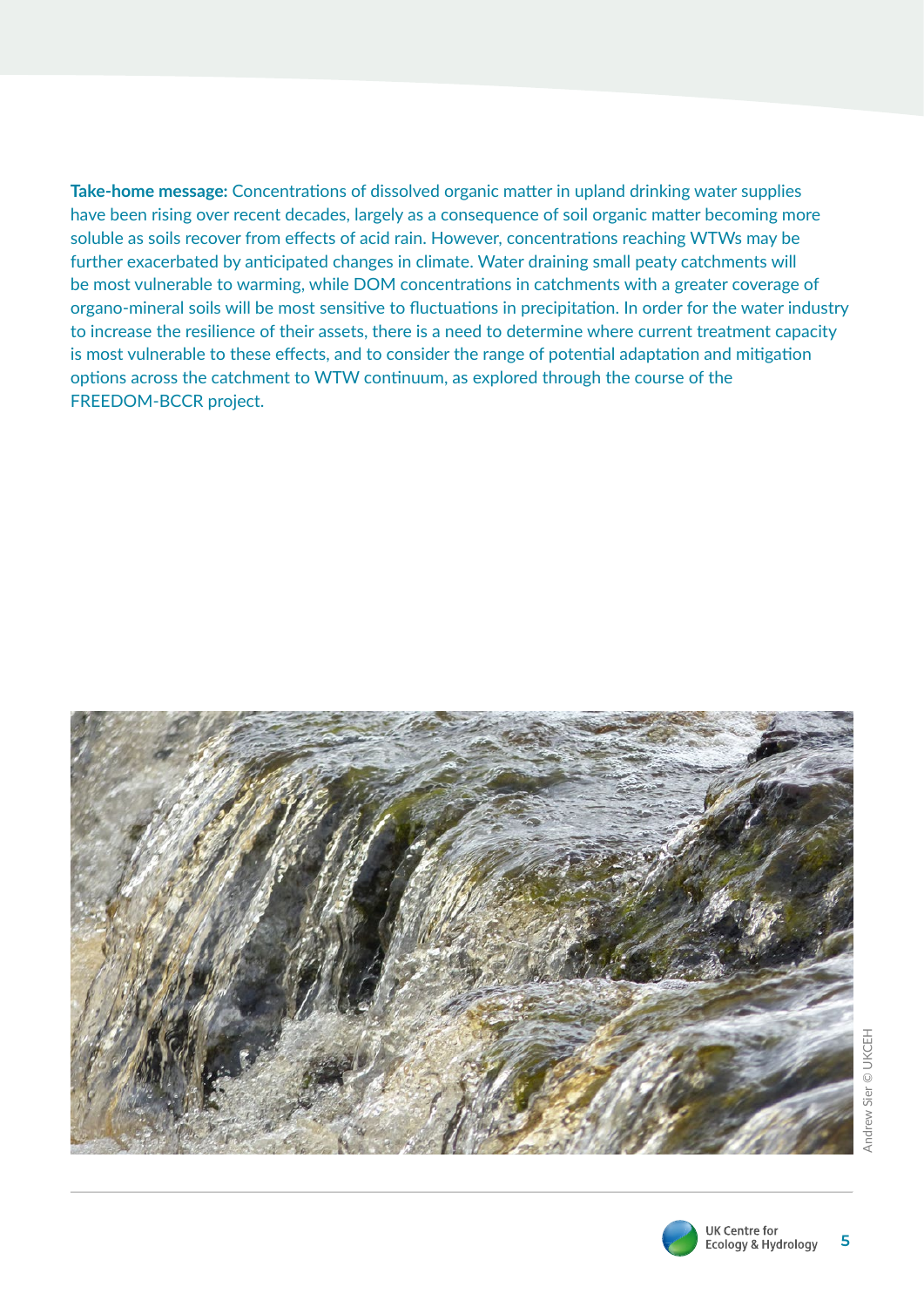**Take-home message:** Concentrations of dissolved organic matter in upland drinking water supplies have been rising over recent decades, largely as a consequence of soil organic matter becoming more soluble as soils recover from effects of acid rain. However, concentrations reaching WTWs may be further exacerbated by anticipated changes in climate. Water draining small peaty catchments will be most vulnerable to warming, while DOM concentrations in catchments with a greater coverage of organo-mineral soils will be most sensitive to fluctuations in precipitation. In order for the water industry to increase the resilience of their assets, there is a need to determine where current treatment capacity is most vulnerable to these effects, and to consider the range of potential adaptation and mitigation options across the catchment to WTW continuum, as explored through the course of the FREEDOM-BCCR project.

Andrew Sier © UKCEH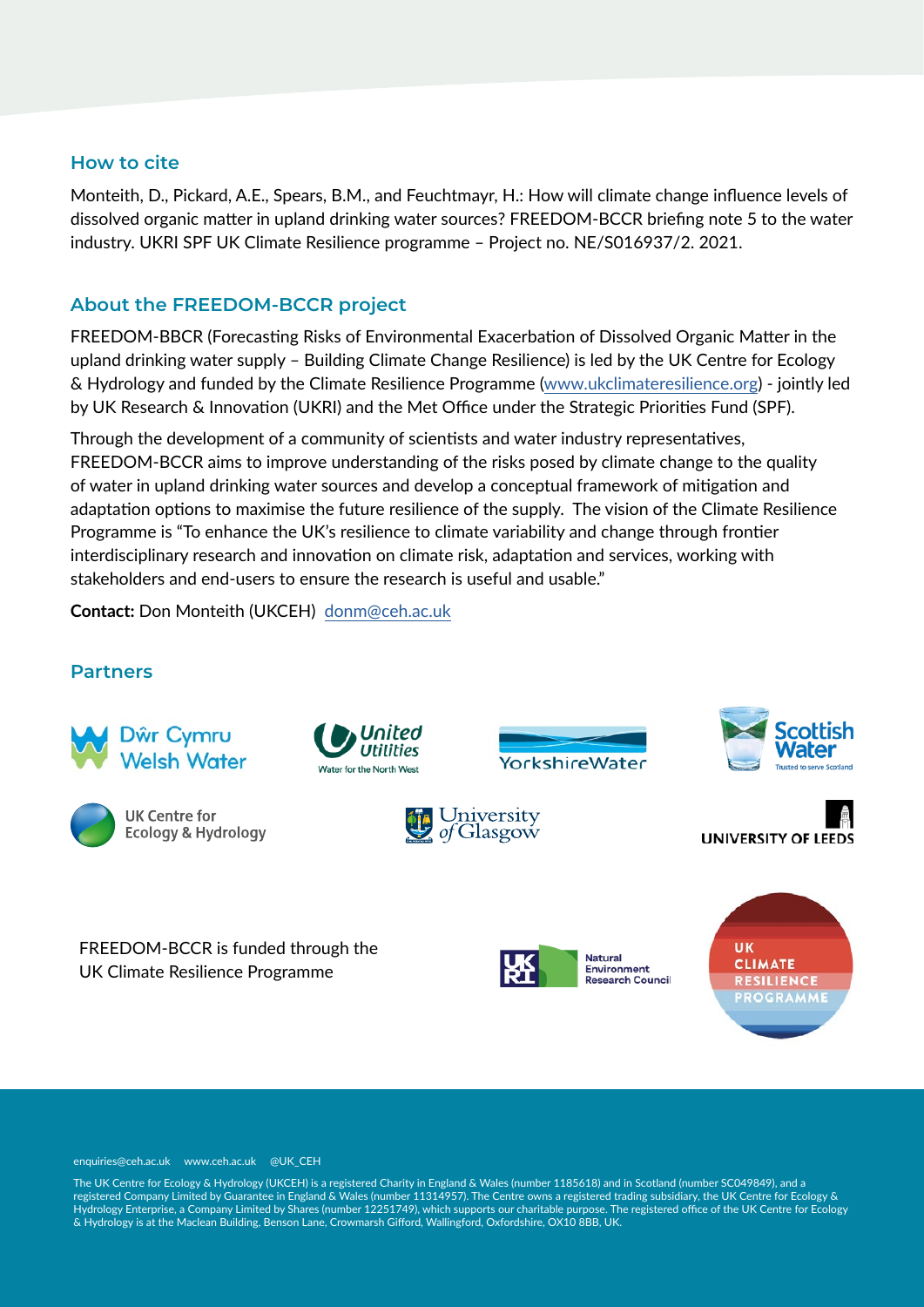## How to cite

Monteith, D., Pickard, A.E., Spears, B.M., and Feuchtmayr, H.: How will climate change influence levels of dissolved organic matter in upland drinking water sources? FREEDOM-BCCR briefing note 5 to the water industry. UKRI SPF UK Climate Resilience programme – Project no. NE/S016937/2. 2021.

## About the FREEDOM-BCCR project

FREEDOM-BBCR (Forecasting Risks of Environmental Exacerbation of Dissolved Organic Matter in the upland drinking water supply – Building Climate Change Resilience) is led by the UK Centre for Ecology & Hydrology and funded by the Climate Resilience Programme (www.ukclimateresilience.org) - jointly led by UK Research & Innovation (UKRI) and the Met Office under the Strategic Priorities Fund (SPF).

Through the development of a community of scientists and water industry representatives, FREEDOM-BCCR aims to improve understanding of the risks posed by climate change to the quality of water in upland drinking water sources and develop a conceptual framework of mitigation and adaptation options to maximise the future resilience of the supply. The vision of the Climate Resilience Programme is "To enhance the UK's resilience to climate variability and change through frontier interdisciplinary research and innovation on climate risk, adaptation and services, working with stakeholders and end-users to ensure the research is useful and usable."

**Contact:** Don Monteith (UKCEH) donm@ceh.ac.uk

## Partners

Dŵr Cymru Welsh Water

United Utilities – Water for the North West

Yorkshire Water

Scottish Water – Trusted to serve Scotland

UK Centre for Ecology & Hydrology

University of Glasgow

University of Leeds

FREEDOM-BCCR is funded through the UK Climate Resilience Programme

UKRI Natural Environment Research Council

UK Climate Resilience Programme

enquiries@ceh.ac.uk www.ceh.ac.uk @UK_CEH

The UK Centre for Ecology & Hydrology (UKCEH) is a registered Charity in England & Wales (number 1185618) and in Scotland (number SC049849), and a registered Company Limited by Guarantee in England & Wales (number 11314957). The Centre owns a registered trading subsidiary, the UK Centre for Ecology & Hydrology Enterprise, a Company Limited by Shares (number 12251749), which supports our charitable purpose. The registered office of the UK Centre for Ecology & Hydrology is at the Maclean Building, Benson Lane, Crowmarsh Gifford, Wallingford, Oxfordshire, OX10 8BB, UK.